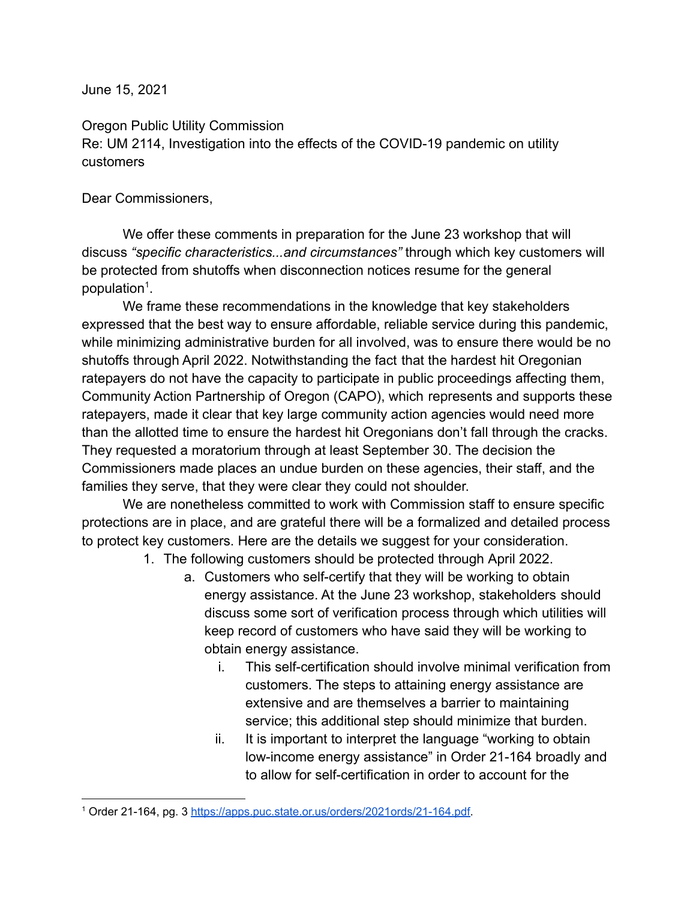June 15, 2021

Oregon Public Utility Commission
Re: UM 2114, Investigation into the effects of the COVID-19 pandemic on utility customers

Dear Commissioners,

We offer these comments in preparation for the June 23 workshop that will discuss *"specific characteristics...and circumstances"* through which key customers will be protected from shutoffs when disconnection notices resume for the general population[1].

We frame these recommendations in the knowledge that key stakeholders expressed that the best way to ensure affordable, reliable service during this pandemic, while minimizing administrative burden for all involved, was to ensure there would be no shutoffs through April 2022. Notwithstanding the fact that the hardest hit Oregonian ratepayers do not have the capacity to participate in public proceedings affecting them, Community Action Partnership of Oregon (CAPO), which represents and supports these ratepayers, made it clear that key large community action agencies would need more than the allotted time to ensure the hardest hit Oregonians don't fall through the cracks. They requested a moratorium through at least September 30. The decision the Commissioners made places an undue burden on these agencies, their staff, and the families they serve, that they were clear they could not shoulder.

We are nonetheless committed to work with Commission staff to ensure specific protections are in place, and are grateful there will be a formalized and detailed process to protect key customers. Here are the details we suggest for your consideration.

1. The following customers should be protected through April 2022.
    a. Customers who self-certify that they will be working to obtain energy assistance. At the June 23 workshop, stakeholders should discuss some sort of verification process through which utilities will keep record of customers who have said they will be working to obtain energy assistance.
        i. This self-certification should involve minimal verification from customers. The steps to attaining energy assistance are extensive and are themselves a barrier to maintaining service; this additional step should minimize that burden.
        ii. It is important to interpret the language "working to obtain low-income energy assistance" in Order 21-164 broadly and to allow for self-certification in order to account for the

[1] Order 21-164, pg. 3 https://apps.puc.state.or.us/orders/2021ords/21-164.pdf.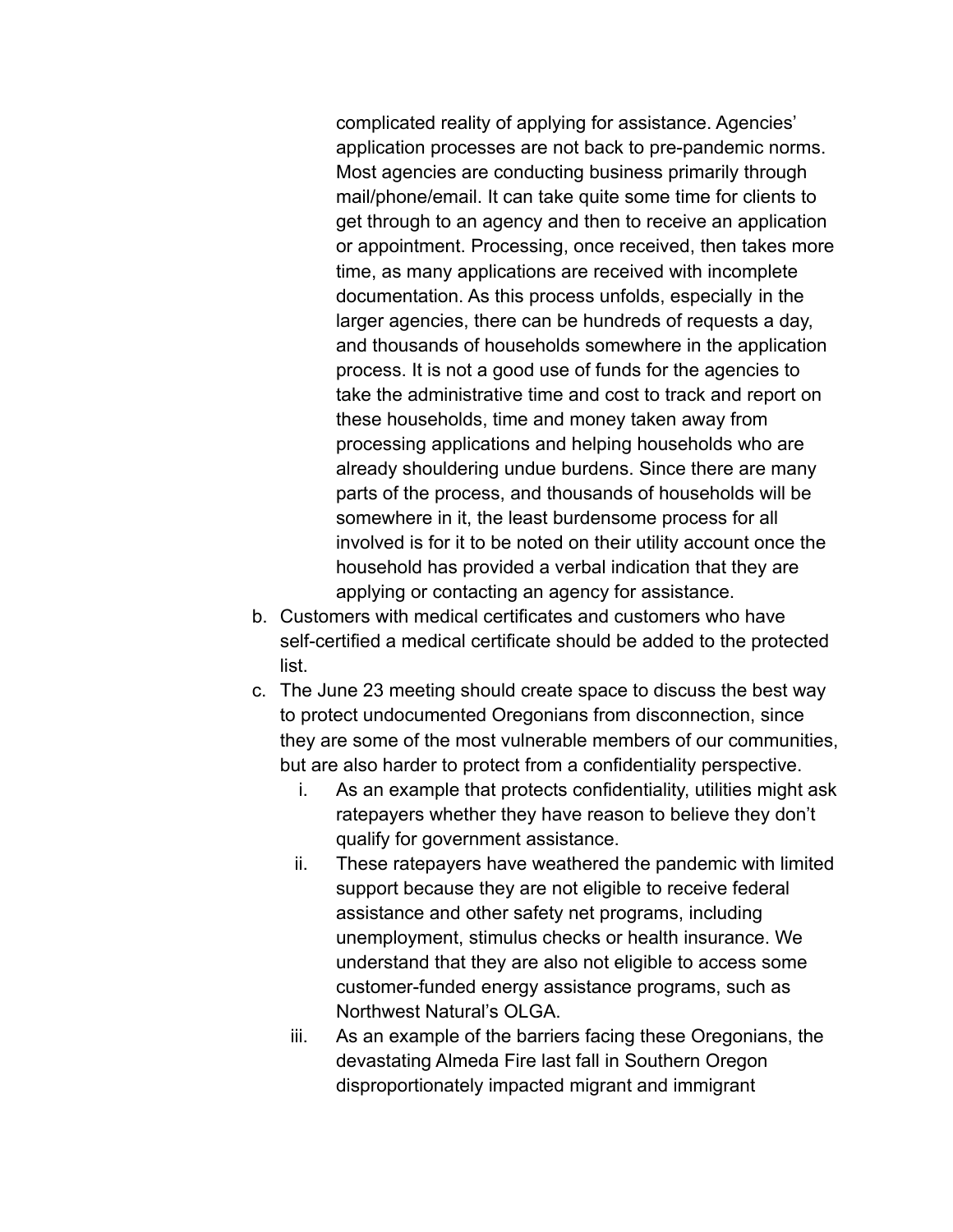complicated reality of applying for assistance. Agencies' application processes are not back to pre-pandemic norms. Most agencies are conducting business primarily through mail/phone/email. It can take quite some time for clients to get through to an agency and then to receive an application or appointment. Processing, once received, then takes more time, as many applications are received with incomplete documentation. As this process unfolds, especially in the larger agencies, there can be hundreds of requests a day, and thousands of households somewhere in the application process. It is not a good use of funds for the agencies to take the administrative time and cost to track and report on these households, time and money taken away from processing applications and helping households who are already shouldering undue burdens. Since there are many parts of the process, and thousands of households will be somewhere in it, the least burdensome process for all involved is for it to be noted on their utility account once the household has provided a verbal indication that they are applying or contacting an agency for assistance.

b. Customers with medical certificates and customers who have self-certified a medical certificate should be added to the protected list.

c. The June 23 meeting should create space to discuss the best way to protect undocumented Oregonians from disconnection, since they are some of the most vulnerable members of our communities, but are also harder to protect from a confidentiality perspective.
    i. As an example that protects confidentiality, utilities might ask ratepayers whether they have reason to believe they don't qualify for government assistance.
    ii. These ratepayers have weathered the pandemic with limited support because they are not eligible to receive federal assistance and other safety net programs, including unemployment, stimulus checks or health insurance. We understand that they are also not eligible to access some customer-funded energy assistance programs, such as Northwest Natural's OLGA.
    iii. As an example of the barriers facing these Oregonians, the devastating Almeda Fire last fall in Southern Oregon disproportionately impacted migrant and immigrant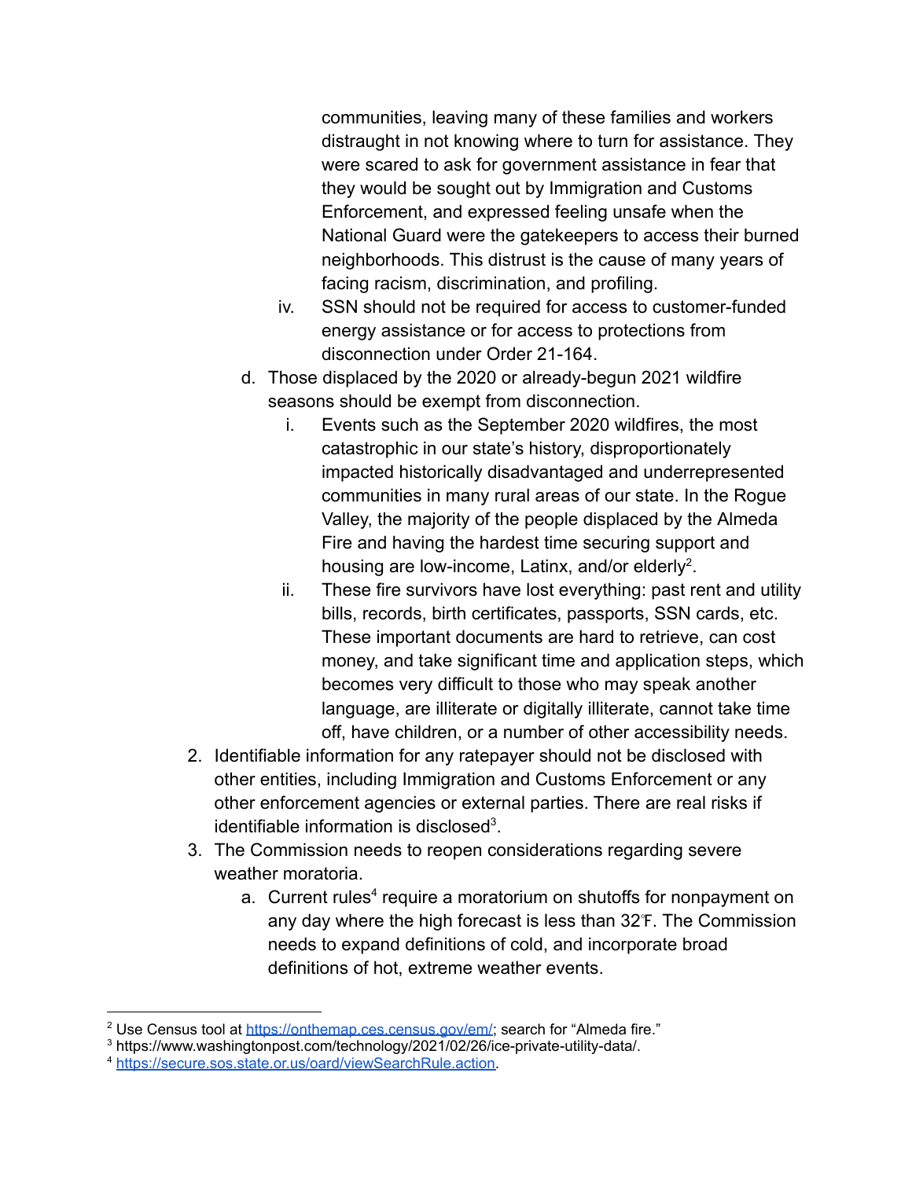communities, leaving many of these families and workers distraught in not knowing where to turn for assistance. They were scared to ask for government assistance in fear that they would be sought out by Immigration and Customs Enforcement, and expressed feeling unsafe when the National Guard were the gatekeepers to access their burned neighborhoods. This distrust is the cause of many years of facing racism, discrimination, and profiling.

   iv. SSN should not be required for access to customer-funded energy assistance or for access to protections from disconnection under Order 21-164.

d. Those displaced by the 2020 or already-begun 2021 wildfire seasons should be exempt from disconnection.
   i. Events such as the September 2020 wildfires, the most catastrophic in our state's history, disproportionately impacted historically disadvantaged and underrepresented communities in many rural areas of our state. In the Rogue Valley, the majority of the people displaced by the Almeda Fire and having the hardest time securing support and housing are low-income, Latinx, and/or elderly[2].
   ii. These fire survivors have lost everything: past rent and utility bills, records, birth certificates, passports, SSN cards, etc. These important documents are hard to retrieve, can cost money, and take significant time and application steps, which becomes very difficult to those who may speak another language, are illiterate or digitally illiterate, cannot take time off, have children, or a number of other accessibility needs.

2. Identifiable information for any ratepayer should not be disclosed with other entities, including Immigration and Customs Enforcement or any other enforcement agencies or external parties. There are real risks if identifiable information is disclosed[3].
3. The Commission needs to reopen considerations regarding severe weather moratoria.
   a. Current rules[4] require a moratorium on shutoffs for nonpayment on any day where the high forecast is less than 32℉. The Commission needs to expand definitions of cold, and incorporate broad definitions of hot, extreme weather events.

---

[2] Use Census tool at https://onthemap.ces.census.gov/em/; search for "Almeda fire."

[3] https://www.washingtonpost.com/technology/2021/02/26/ice-private-utility-data/.

[4] https://secure.sos.state.or.us/oard/viewSearchRule.action.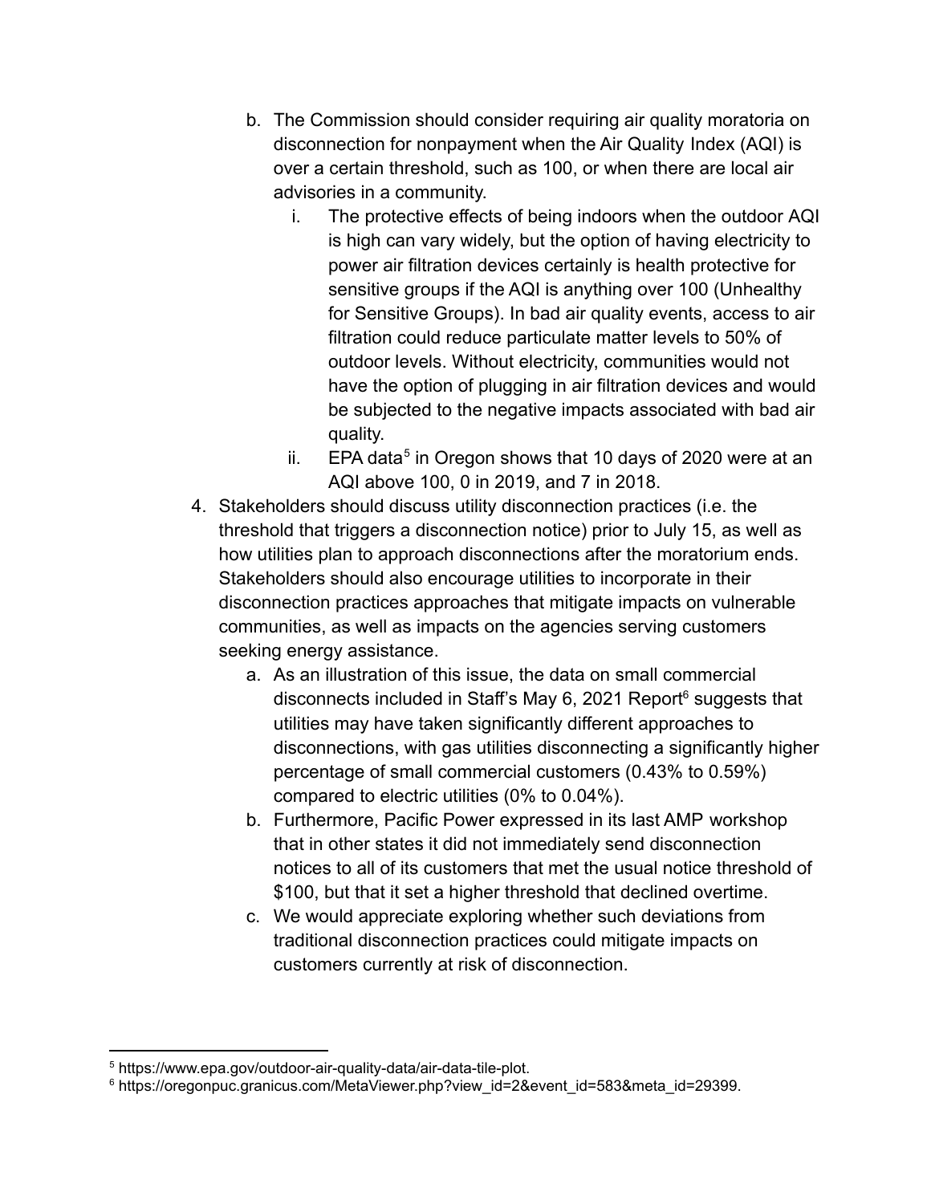b. The Commission should consider requiring air quality moratoria on disconnection for nonpayment when the Air Quality Index (AQI) is over a certain threshold, such as 100, or when there are local air advisories in a community.

      i. The protective effects of being indoors when the outdoor AQI is high can vary widely, but the option of having electricity to power air filtration devices certainly is health protective for sensitive groups if the AQI is anything over 100 (Unhealthy for Sensitive Groups). In bad air quality events, access to air filtration could reduce particulate matter levels to 50% of outdoor levels. Without electricity, communities would not have the option of plugging in air filtration devices and would be subjected to the negative impacts associated with bad air quality.

      ii. EPA data[5] in Oregon shows that 10 days of 2020 were at an AQI above 100, 0 in 2019, and 7 in 2018.

4. Stakeholders should discuss utility disconnection practices (i.e. the threshold that triggers a disconnection notice) prior to July 15, as well as how utilities plan to approach disconnections after the moratorium ends. Stakeholders should also encourage utilities to incorporate in their disconnection practices approaches that mitigate impacts on vulnerable communities, as well as impacts on the agencies serving customers seeking energy assistance.

   a. As an illustration of this issue, the data on small commercial disconnects included in Staff's May 6, 2021 Report[6] suggests that utilities may have taken significantly different approaches to disconnections, with gas utilities disconnecting a significantly higher percentage of small commercial customers (0.43% to 0.59%) compared to electric utilities (0% to 0.04%).

   b. Furthermore, Pacific Power expressed in its last AMP workshop that in other states it did not immediately send disconnection notices to all of its customers that met the usual notice threshold of $100, but that it set a higher threshold that declined overtime.

   c. We would appreciate exploring whether such deviations from traditional disconnection practices could mitigate impacts on customers currently at risk of disconnection.

---

[5] https://www.epa.gov/outdoor-air-quality-data/air-data-tile-plot.

[6] https://oregonpuc.granicus.com/MetaViewer.php?view_id=2&event_id=583&meta_id=29399.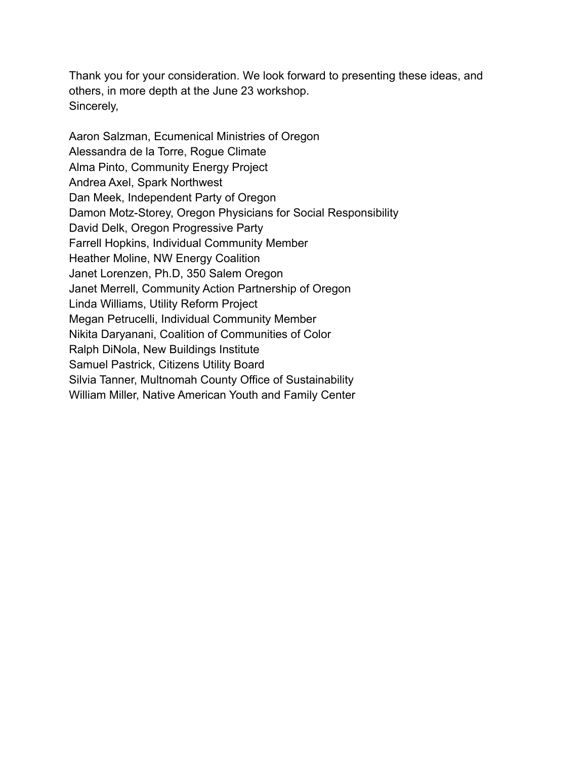Thank you for your consideration. We look forward to presenting these ideas, and others, in more depth at the June 23 workshop.
Sincerely,

Aaron Salzman, Ecumenical Ministries of Oregon
Alessandra de la Torre, Rogue Climate
Alma Pinto, Community Energy Project
Andrea Axel, Spark Northwest
Dan Meek, Independent Party of Oregon
Damon Motz-Storey, Oregon Physicians for Social Responsibility
David Delk, Oregon Progressive Party
Farrell Hopkins, Individual Community Member
Heather Moline, NW Energy Coalition
Janet Lorenzen, Ph.D, 350 Salem Oregon
Janet Merrell, Community Action Partnership of Oregon
Linda Williams, Utility Reform Project
Megan Petrucelli, Individual Community Member
Nikita Daryanani, Coalition of Communities of Color
Ralph DiNola, New Buildings Institute
Samuel Pastrick, Citizens Utility Board
Silvia Tanner, Multnomah County Office of Sustainability
William Miller, Native American Youth and Family Center